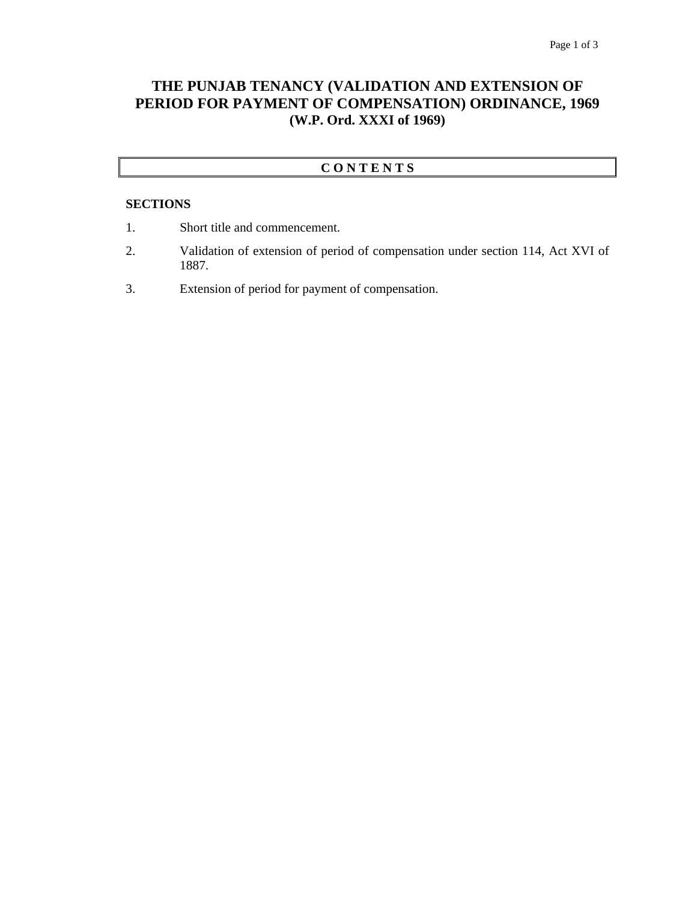# THE PUNJAB TENANCY (VALIDATION AND EXTENSION OF PERIOD FOR PAYMENT OF COMPENSATION) ORDINANCE, 1969
## (W.P. Ord. XXXI of 1969)

## C O N T E N T S

**SECTIONS**

1. Short title and commencement.
2. Validation of extension of period of compensation under section 114, Act XVI of 1887.
3. Extension of period for payment of compensation.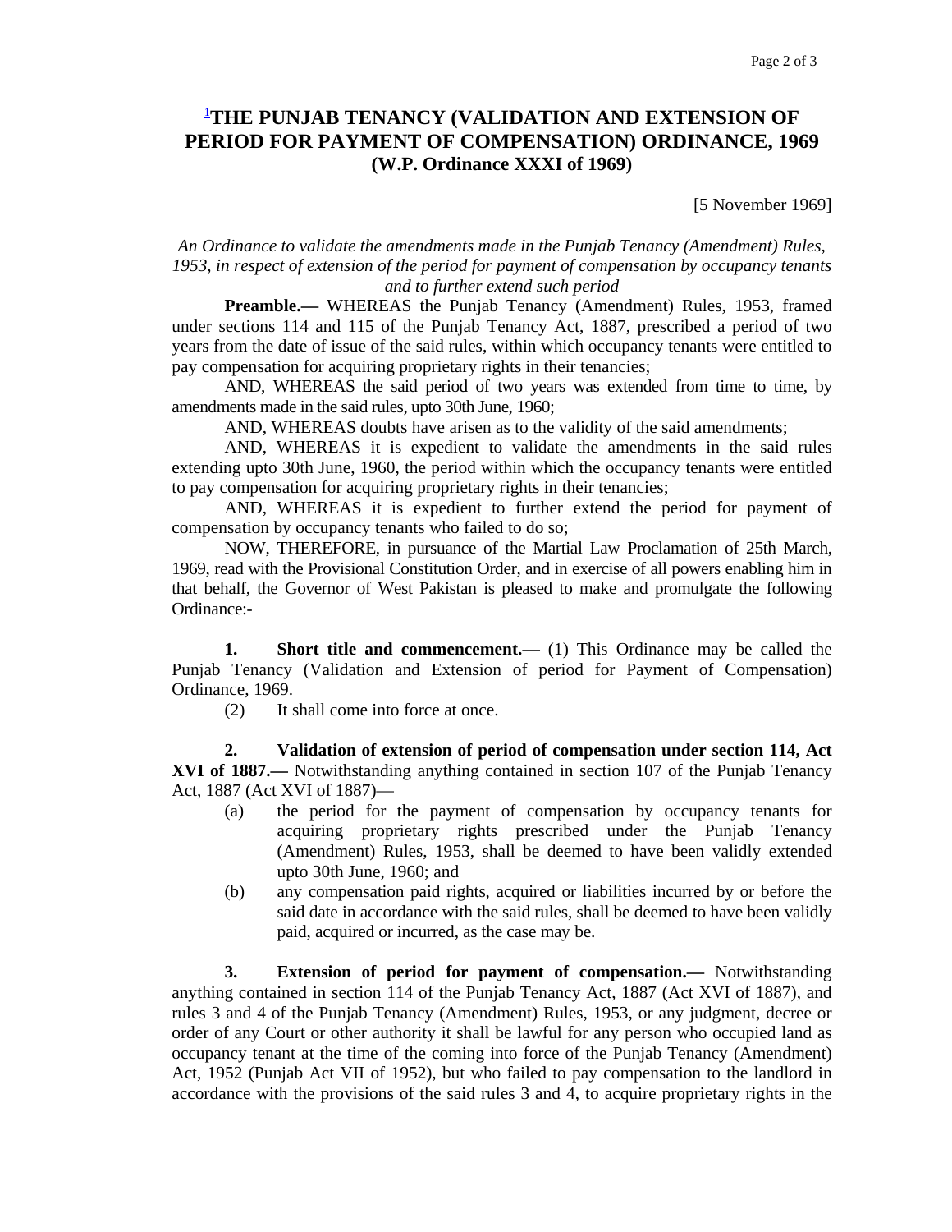# [1]THE PUNJAB TENANCY (VALIDATION AND EXTENSION OF PERIOD FOR PAYMENT OF COMPENSATION) ORDINANCE, 1969
## (W.P. Ordinance XXXI of 1969)

[5 November 1969]

*An Ordinance to validate the amendments made in the Punjab Tenancy (Amendment) Rules, 1953, in respect of extension of the period for payment of compensation by occupancy tenants and to further extend such period*

**Preamble.—** WHEREAS the Punjab Tenancy (Amendment) Rules, 1953, framed under sections 114 and 115 of the Punjab Tenancy Act, 1887, prescribed a period of two years from the date of issue of the said rules, within which occupancy tenants were entitled to pay compensation for acquiring proprietary rights in their tenancies;

AND, WHEREAS the said period of two years was extended from time to time, by amendments made in the said rules, upto 30th June, 1960;

AND, WHEREAS doubts have arisen as to the validity of the said amendments;

AND, WHEREAS it is expedient to validate the amendments in the said rules extending upto 30th June, 1960, the period within which the occupancy tenants were entitled to pay compensation for acquiring proprietary rights in their tenancies;

AND, WHEREAS it is expedient to further extend the period for payment of compensation by occupancy tenants who failed to do so;

NOW, THEREFORE, in pursuance of the Martial Law Proclamation of 25th March, 1969, read with the Provisional Constitution Order, and in exercise of all powers enabling him in that behalf, the Governor of West Pakistan is pleased to make and promulgate the following Ordinance:-

**1. Short title and commencement.—** (1) This Ordinance may be called the Punjab Tenancy (Validation and Extension of period for Payment of Compensation) Ordinance, 1969.

(2) It shall come into force at once.

**2. Validation of extension of period of compensation under section 114, Act XVI of 1887.—** Notwithstanding anything contained in section 107 of the Punjab Tenancy Act, 1887 (Act XVI of 1887)—

(a) the period for the payment of compensation by occupancy tenants for acquiring proprietary rights prescribed under the Punjab Tenancy (Amendment) Rules, 1953, shall be deemed to have been validly extended upto 30th June, 1960; and

(b) any compensation paid rights, acquired or liabilities incurred by or before the said date in accordance with the said rules, shall be deemed to have been validly paid, acquired or incurred, as the case may be.

**3. Extension of period for payment of compensation.—** Notwithstanding anything contained in section 114 of the Punjab Tenancy Act, 1887 (Act XVI of 1887), and rules 3 and 4 of the Punjab Tenancy (Amendment) Rules, 1953, or any judgment, decree or order of any Court or other authority it shall be lawful for any person who occupied land as occupancy tenant at the time of the coming into force of the Punjab Tenancy (Amendment) Act, 1952 (Punjab Act VII of 1952), but who failed to pay compensation to the landlord in accordance with the provisions of the said rules 3 and 4, to acquire proprietary rights in the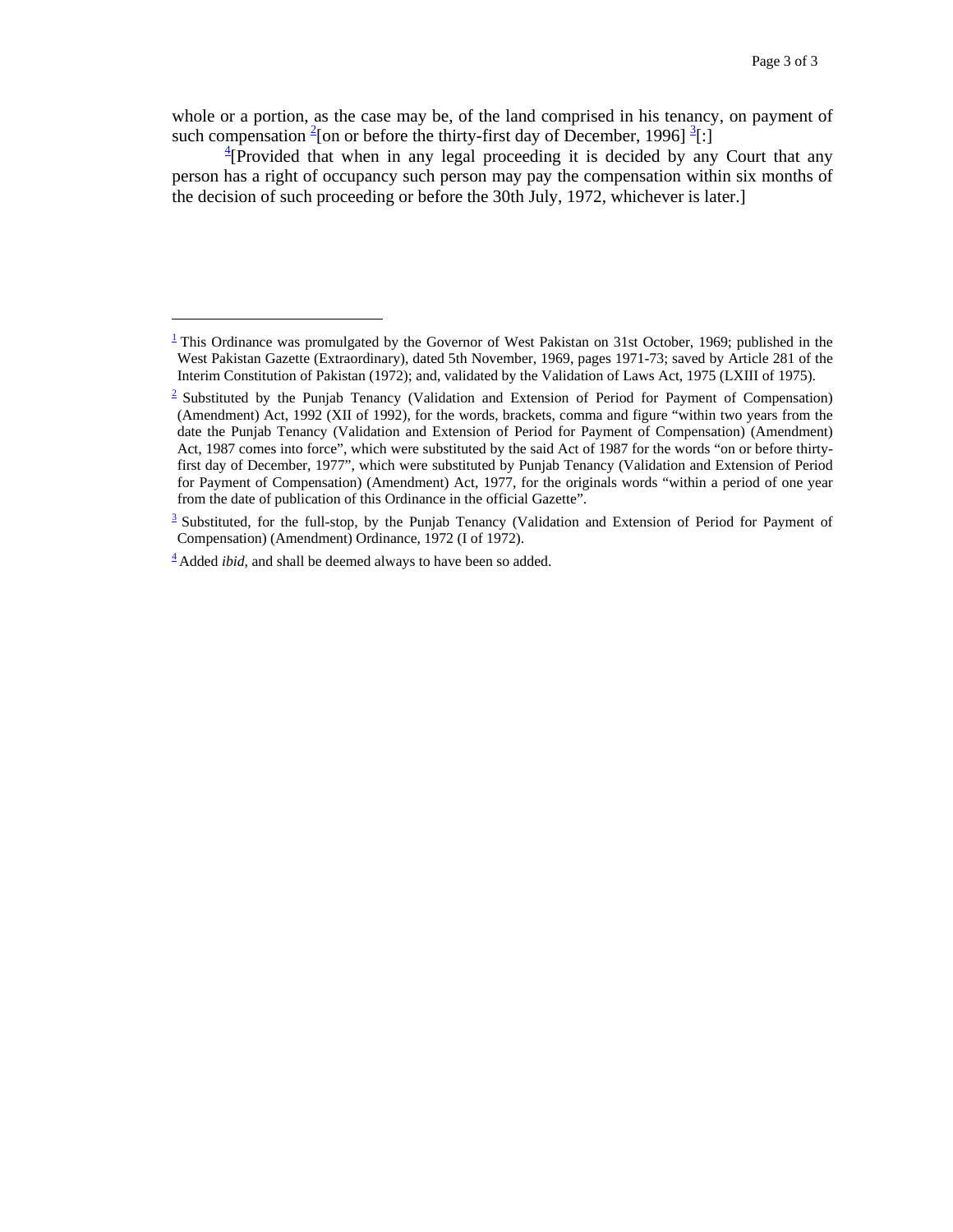whole or a portion, as the case may be, of the land comprised in his tenancy, on payment of such compensation [2][on or before the thirty-first day of December, 1996] [3][:]

[4][Provided that when in any legal proceeding it is decided by any Court that any person has a right of occupancy such person may pay the compensation within six months of the decision of such proceeding or before the 30th July, 1972, whichever is later.]

---

[1] This Ordinance was promulgated by the Governor of West Pakistan on 31st October, 1969; published in the West Pakistan Gazette (Extraordinary), dated 5th November, 1969, pages 1971-73; saved by Article 281 of the Interim Constitution of Pakistan (1972); and, validated by the Validation of Laws Act, 1975 (LXIII of 1975).

[2] Substituted by the Punjab Tenancy (Validation and Extension of Period for Payment of Compensation) (Amendment) Act, 1992 (XII of 1992), for the words, brackets, comma and figure "within two years from the date the Punjab Tenancy (Validation and Extension of Period for Payment of Compensation) (Amendment) Act, 1987 comes into force", which were substituted by the said Act of 1987 for the words "on or before thirty-first day of December, 1977", which were substituted by Punjab Tenancy (Validation and Extension of Period for Payment of Compensation) (Amendment) Act, 1977, for the originals words "within a period of one year from the date of publication of this Ordinance in the official Gazette".

[3] Substituted, for the full-stop, by the Punjab Tenancy (Validation and Extension of Period for Payment of Compensation) (Amendment) Ordinance, 1972 (I of 1972).

[4] Added *ibid*, and shall be deemed always to have been so added.